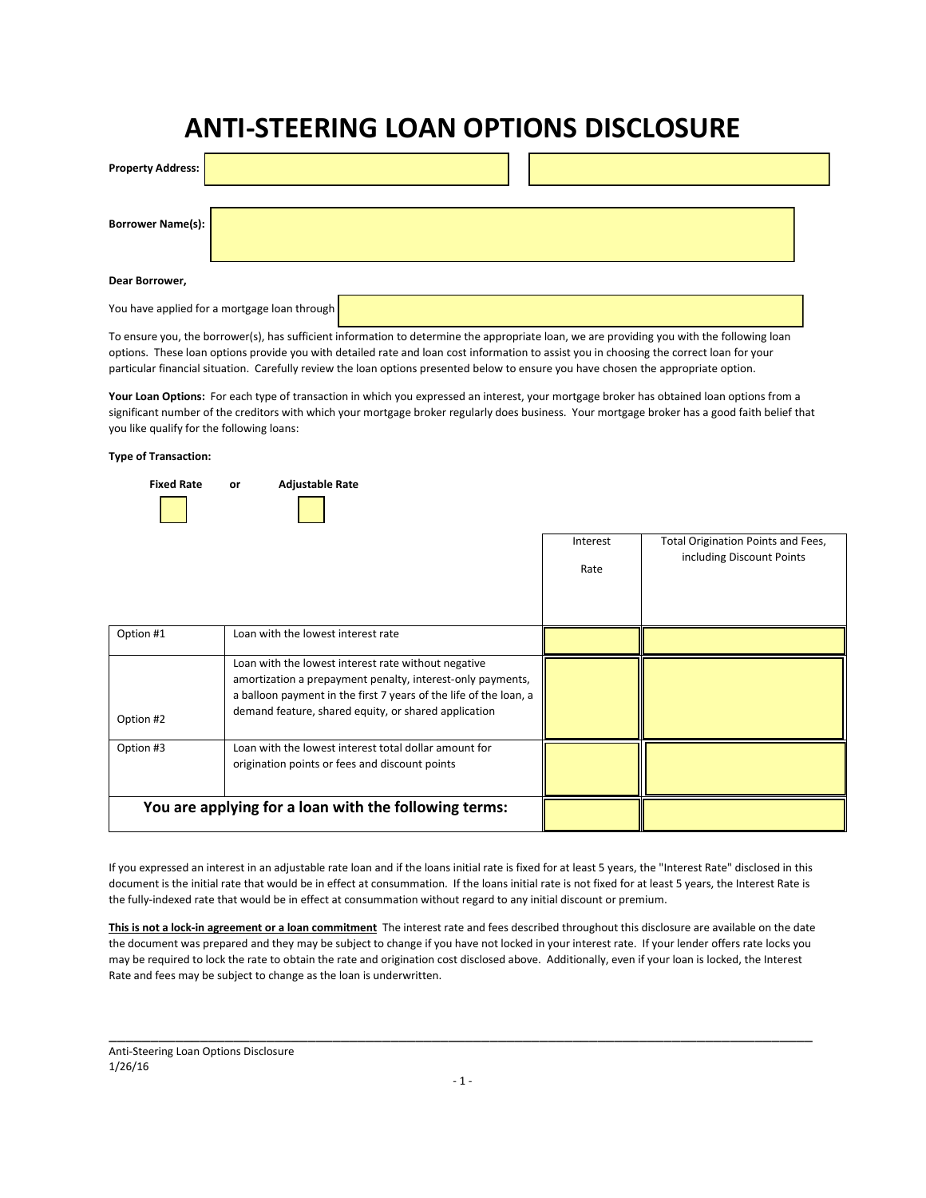# ANTI-STEERING LOAN OPTIONS DISCLOSURE

**Property Address:**

**Borrower Name(s):**

**Dear Borrower,**

You have applied for a mortgage loan through

To ensure you, the borrower(s), has sufficient information to determine the appropriate loan, we are providing you with the following loan options. These loan options provide you with detailed rate and loan cost information to assist you in choosing the correct loan for your particular financial situation. Carefully review the loan options presented below to ensure you have chosen the appropriate option.

**Your Loan Options:** For each type of transaction in which you expressed an interest, your mortgage broker has obtained loan options from a significant number of the creditors with which your mortgage broker regularly does business. Your mortgage broker has a good faith belief that you like qualify for the following loans:

**Type of Transaction:**

**Fixed Rate** or **Adjustable Rate**

| | | Interest Rate | Total Origination Points and Fees, including Discount Points |
|---|---|---|---|
| Option #1 | Loan with the lowest interest rate | | |
| Option #2 | Loan with the lowest interest rate without negative amortization a prepayment penalty, interest-only payments, a balloon payment in the first 7 years of the life of the loan, a demand feature, shared equity, or shared application | | |
| Option #3 | Loan with the lowest interest total dollar amount for origination points or fees and discount points | | |
| **You are applying for a loan with the following terms:** | | | |

If you expressed an interest in an adjustable rate loan and if the loans initial rate is fixed for at least 5 years, the "Interest Rate" disclosed in this document is the initial rate that would be in effect at consummation. If the loans initial rate is not fixed for at least 5 years, the Interest Rate is the fully-indexed rate that would be in effect at consummation without regard to any initial discount or premium.

**This is not a lock-in agreement or a loan commitment** The interest rate and fees described throughout this disclosure are available on the date the document was prepared and they may be subject to change if you have not locked in your interest rate. If your lender offers rate locks you may be required to lock the rate to obtain the rate and origination cost disclosed above. Additionally, even if your loan is locked, the Interest Rate and fees may be subject to change as the loan is underwritten.

Anti-Steering Loan Options Disclosure
1/26/16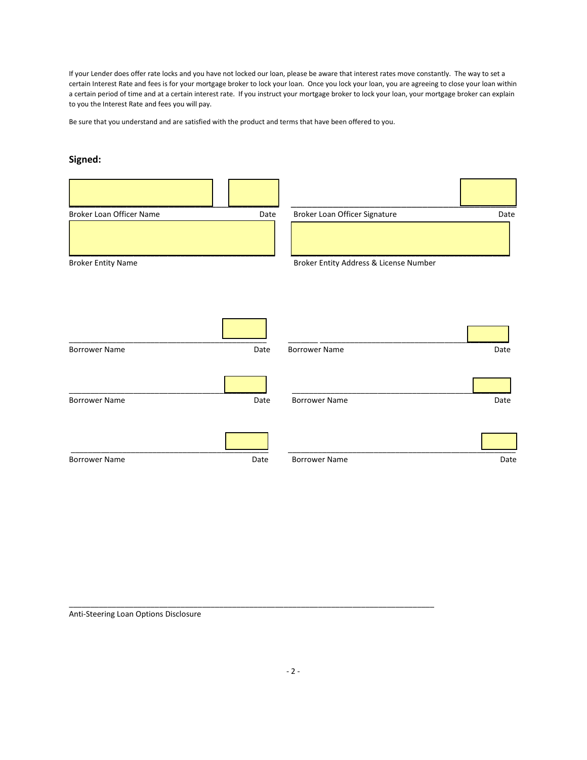If your Lender does offer rate locks and you have not locked our loan, please be aware that interest rates move constantly. The way to set a certain Interest Rate and fees is for your mortgage broker to lock your loan. Once you lock your loan, you are agreeing to close your loan within a certain period of time and at a certain interest rate. If you instruct your mortgage broker to lock your loan, your mortgage broker can explain to you the Interest Rate and fees you will pay.

Be sure that you understand and are satisfied with the product and terms that have been offered to you.

**Signed:**

Broker Loan Officer Name　　　Date　　　Broker Loan Officer Signature　　　Date

Broker Entity Name　　　Broker Entity Address & License Number

_______________________________________________　　　_______________________________________________

Borrower Name　　　Date　　　Borrower Name　　　Date

_______________________________________________　　　_______________________________________________

Borrower Name　　　Date　　　Borrower Name　　　Date

_______________________________________________　　　_______________________________________________

Borrower Name　　　Date　　　Borrower Name　　　Date

_______________________________________________________________________________________

Anti-Steering Loan Options Disclosure